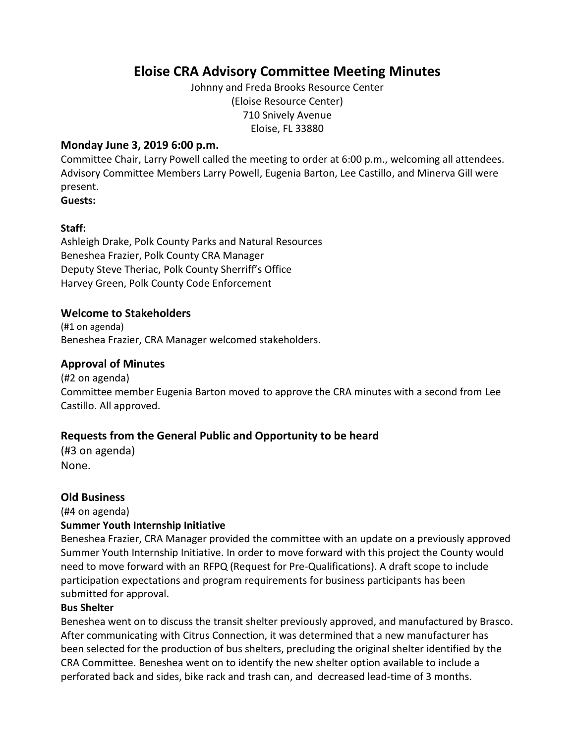# Eloise CRA Advisory Committee Meeting Minutes

Johnny and Freda Brooks Resource Center
(Eloise Resource Center)
710 Snively Avenue
Eloise, FL 33880

### Monday June 3, 2019 6:00 p.m.

Committee Chair, Larry Powell called the meeting to order at 6:00 p.m., welcoming all attendees. Advisory Committee Members Larry Powell, Eugenia Barton, Lee Castillo, and Minerva Gill were present.

**Guests:**

**Staff:**
Ashleigh Drake, Polk County Parks and Natural Resources
Beneshea Frazier, Polk County CRA Manager
Deputy Steve Theriac, Polk County Sherriff's Office
Harvey Green, Polk County Code Enforcement

### Welcome to Stakeholders

(#1 on agenda)
Beneshea Frazier, CRA Manager welcomed stakeholders.

### Approval of Minutes

(#2 on agenda)
Committee member Eugenia Barton moved to approve the CRA minutes with a second from Lee Castillo. All approved.

### Requests from the General Public and Opportunity to be heard

(#3 on agenda)
None.

### Old Business

(#4 on agenda)

**Summer Youth Internship Initiative**

Beneshea Frazier, CRA Manager provided the committee with an update on a previously approved Summer Youth Internship Initiative. In order to move forward with this project the County would need to move forward with an RFPQ (Request for Pre-Qualifications). A draft scope to include participation expectations and program requirements for business participants has been submitted for approval.

**Bus Shelter**

Beneshea went on to discuss the transit shelter previously approved, and manufactured by Brasco. After communicating with Citrus Connection, it was determined that a new manufacturer has been selected for the production of bus shelters, precluding the original shelter identified by the CRA Committee. Beneshea went on to identify the new shelter option available to include a perforated back and sides, bike rack and trash can, and decreased lead-time of 3 months.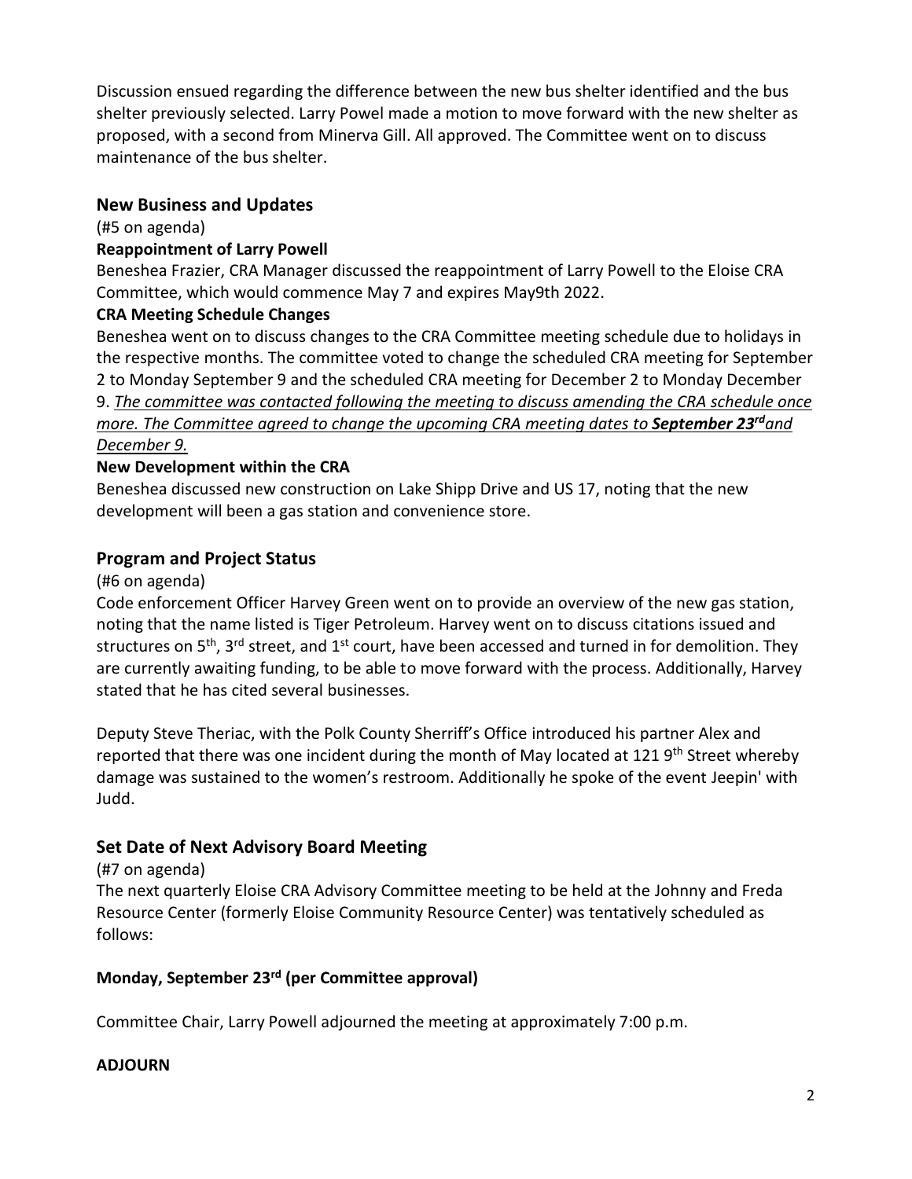Discussion ensued regarding the difference between the new bus shelter identified and the bus shelter previously selected. Larry Powel made a motion to move forward with the new shelter as proposed, with a second from Minerva Gill. All approved. The Committee went on to discuss maintenance of the bus shelter.

## New Business and Updates

(#5 on agenda)

**Reappointment of Larry Powell**

Beneshea Frazier, CRA Manager discussed the reappointment of Larry Powell to the Eloise CRA Committee, which would commence May 7 and expires May9th 2022.

**CRA Meeting Schedule Changes**

Beneshea went on to discuss changes to the CRA Committee meeting schedule due to holidays in the respective months. The committee voted to change the scheduled CRA meeting for September 2 to Monday September 9 and the scheduled CRA meeting for December 2 to Monday December 9. *The committee was contacted following the meeting to discuss amending the CRA schedule once more. The Committee agreed to change the upcoming CRA meeting dates to* ***September 23rd*** *and December 9.*

**New Development within the CRA**

Beneshea discussed new construction on Lake Shipp Drive and US 17, noting that the new development will been a gas station and convenience store.

## Program and Project Status

(#6 on agenda)

Code enforcement Officer Harvey Green went on to provide an overview of the new gas station, noting that the name listed is Tiger Petroleum. Harvey went on to discuss citations issued and structures on 5th, 3rd street, and 1st court, have been accessed and turned in for demolition. They are currently awaiting funding, to be able to move forward with the process. Additionally, Harvey stated that he has cited several businesses.

Deputy Steve Theriac, with the Polk County Sherriff's Office introduced his partner Alex and reported that there was one incident during the month of May located at 121 9th Street whereby damage was sustained to the women's restroom. Additionally he spoke of the event Jeepin' with Judd.

## Set Date of Next Advisory Board Meeting

(#7 on agenda)

The next quarterly Eloise CRA Advisory Committee meeting to be held at the Johnny and Freda Resource Center (formerly Eloise Community Resource Center) was tentatively scheduled as follows:

**Monday, September 23rd (per Committee approval)**

Committee Chair, Larry Powell adjourned the meeting at approximately 7:00 p.m.

**ADJOURN**